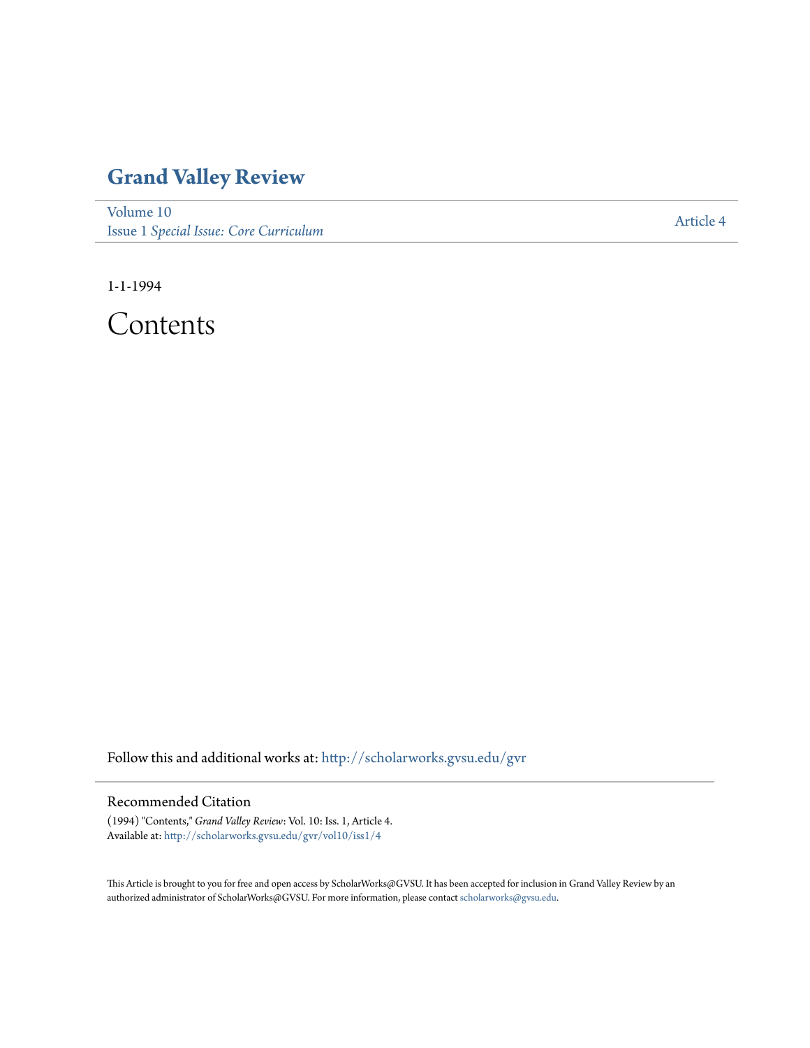# Grand Valley Review

Volume 10
Issue 1 *Special Issue: Core Curriculum*

Article 4

1-1-1994

# Contents

Follow this and additional works at: http://scholarworks.gvsu.edu/gvr

## Recommended Citation

(1994) "Contents," *Grand Valley Review*: Vol. 10: Iss. 1, Article 4.
Available at: http://scholarworks.gvsu.edu/gvr/vol10/iss1/4

This Article is brought to you for free and open access by ScholarWorks@GVSU. It has been accepted for inclusion in Grand Valley Review by an authorized administrator of ScholarWorks@GVSU. For more information, please contact scholarworks@gvsu.edu.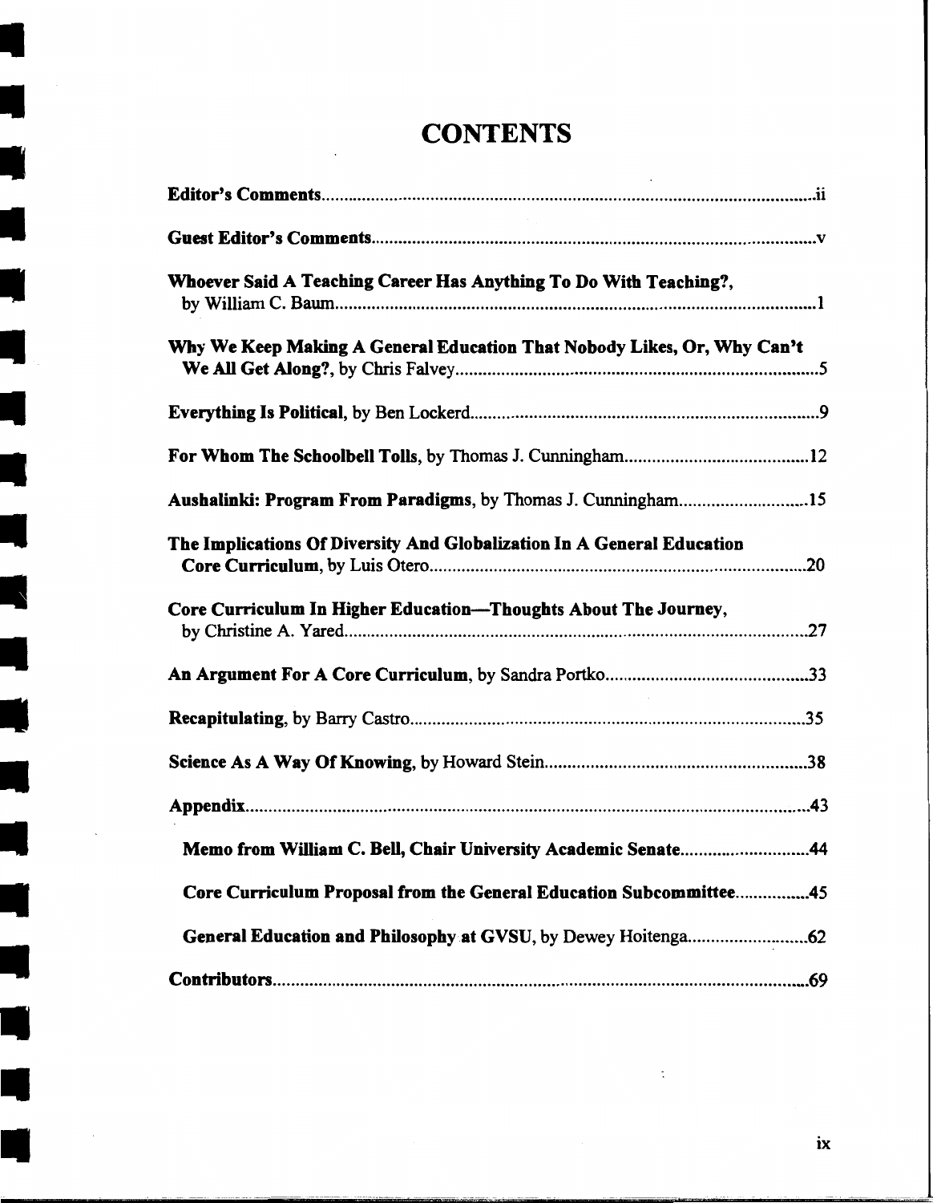# CONTENTS

**Editor's Comments**..........ii

**Guest Editor's Comments**..........v

**Whoever Said A Teaching Career Has Anything To Do With Teaching?**, by William C. Baum..........1

**Why We Keep Making A General Education That Nobody Likes, Or, Why Can't We All Get Along?**, by Chris Falvey..........5

**Everything Is Political**, by Ben Lockerd..........9

**For Whom The Schoolbell Tolls**, by Thomas J. Cunningham..........12

**Aushalinki: Program From Paradigms**, by Thomas J. Cunningham..........15

**The Implications Of Diversity And Globalization In A General Education Core Curriculum**, by Luis Otero..........20

**Core Curriculum In Higher Education—Thoughts About The Journey**, by Christine A. Yared..........27

**An Argument For A Core Curriculum**, by Sandra Portko..........33

**Recapitulating**, by Barry Castro..........35

**Science As A Way Of Knowing**, by Howard Stein..........38

**Appendix**..........43

- **Memo from William C. Bell, Chair University Academic Senate**..........44
- **Core Curriculum Proposal from the General Education Subcommittee**..........45
- **General Education and Philosophy at GVSU**, by Dewey Hoitenga..........62

**Contributors**..........69